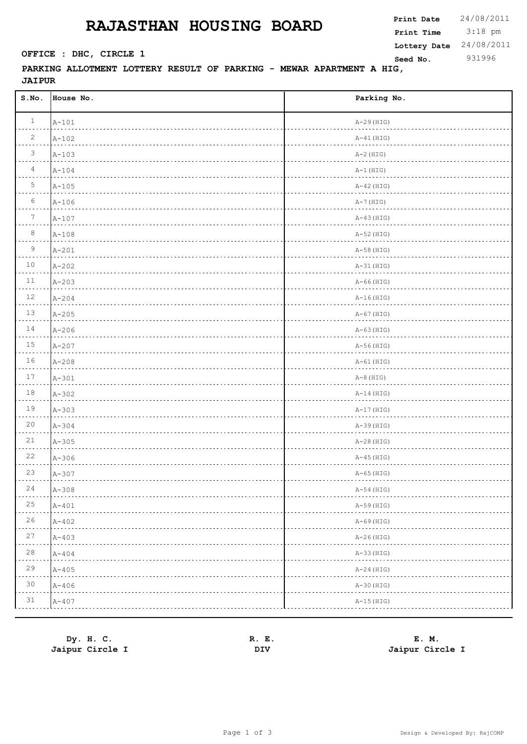# RAJASTHAN HOUSING BOARD

**Print Date** 24/08/2011
**Print Time** 3:18 pm
**Lottery Date** 24/08/2011
**Seed No.** 931996

**OFFICE : DHC, CIRCLE 1**

**PARKING ALLOTMENT LOTTERY RESULT OF PARKING - MEWAR APARTMENT A HIG, JAIPUR**

| S.No. | House No. | Parking No. |
|---|---|---|
| 1 | A-101 | A-29(HIG) |
| 2 | A-102 | A-41(HIG) |
| 3 | A-103 | A-2(HIG) |
| 4 | A-104 | A-1(HIG) |
| 5 | A-105 | A-42(HIG) |
| 6 | A-106 | A-7(HIG) |
| 7 | A-107 | A-43(HIG) |
| 8 | A-108 | A-52(HIG) |
| 9 | A-201 | A-58(HIG) |
| 10 | A-202 | A-31(HIG) |
| 11 | A-203 | A-66(HIG) |
| 12 | A-204 | A-16(HIG) |
| 13 | A-205 | A-67(HIG) |
| 14 | A-206 | A-63(HIG) |
| 15 | A-207 | A-56(HIG) |
| 16 | A-208 | A-61(HIG) |
| 17 | A-301 | A-8(HIG) |
| 18 | A-302 | A-14(HIG) |
| 19 | A-303 | A-17(HIG) |
| 20 | A-304 | A-39(HIG) |
| 21 | A-305 | A-28(HIG) |
| 22 | A-306 | A-45(HIG) |
| 23 | A-307 | A-65(HIG) |
| 24 | A-308 | A-54(HIG) |
| 25 | A-401 | A-59(HIG) |
| 26 | A-402 | A-69(HIG) |
| 27 | A-403 | A-26(HIG) |
| 28 | A-404 | A-33(HIG) |
| 29 | A-405 | A-24(HIG) |
| 30 | A-406 | A-30(HIG) |
| 31 | A-407 | A-15(HIG) |

**Dy. H. C.**
**Jaipur Circle I**

**R. E.**
**DIV**

**E. M.**
**Jaipur Circle I**

Design & Developed By: RajCOMP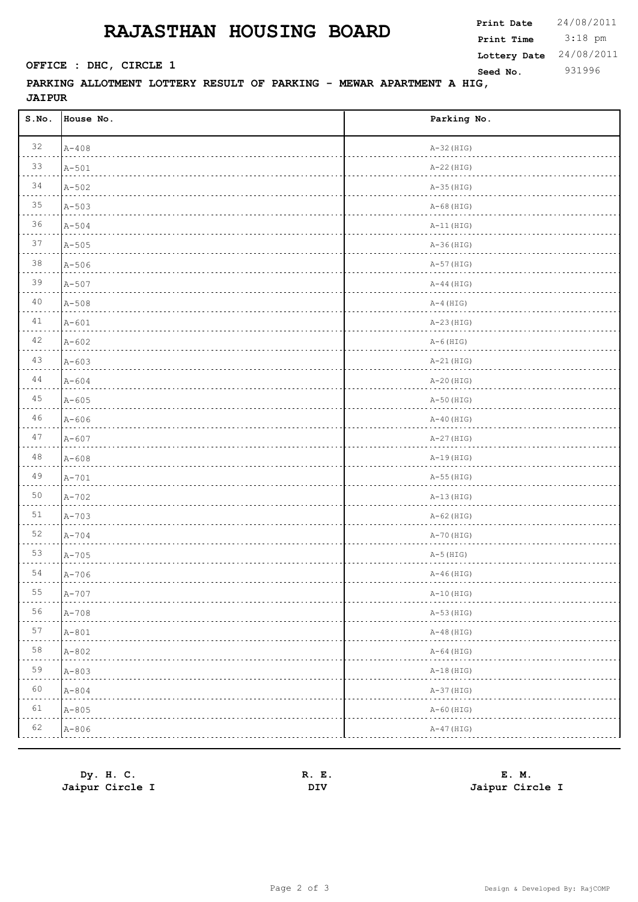# RAJASTHAN HOUSING BOARD

**Print Date** 24/08/2011
**Print Time** 3:18 pm
**Lottery Date** 24/08/2011
**Seed No.** 931996

**OFFICE : DHC, CIRCLE 1**

**PARKING ALLOTMENT LOTTERY RESULT OF PARKING - MEWAR APARTMENT A HIG, JAIPUR**

| S.No. | House No. | Parking No. |
|---|---|---|
| 32 | A-408 | A-32(HIG) |
| 33 | A-501 | A-22(HIG) |
| 34 | A-502 | A-35(HIG) |
| 35 | A-503 | A-68(HIG) |
| 36 | A-504 | A-11(HIG) |
| 37 | A-505 | A-36(HIG) |
| 38 | A-506 | A-57(HIG) |
| 39 | A-507 | A-44(HIG) |
| 40 | A-508 | A-4(HIG) |
| 41 | A-601 | A-23(HIG) |
| 42 | A-602 | A-6(HIG) |
| 43 | A-603 | A-21(HIG) |
| 44 | A-604 | A-20(HIG) |
| 45 | A-605 | A-50(HIG) |
| 46 | A-606 | A-40(HIG) |
| 47 | A-607 | A-27(HIG) |
| 48 | A-608 | A-19(HIG) |
| 49 | A-701 | A-55(HIG) |
| 50 | A-702 | A-13(HIG) |
| 51 | A-703 | A-62(HIG) |
| 52 | A-704 | A-70(HIG) |
| 53 | A-705 | A-5(HIG) |
| 54 | A-706 | A-46(HIG) |
| 55 | A-707 | A-10(HIG) |
| 56 | A-708 | A-53(HIG) |
| 57 | A-801 | A-48(HIG) |
| 58 | A-802 | A-64(HIG) |
| 59 | A-803 | A-18(HIG) |
| 60 | A-804 | A-37(HIG) |
| 61 | A-805 | A-60(HIG) |
| 62 | A-806 | A-47(HIG) |

**Dy. H. C.**
**Jaipur Circle I**

**R. E.**
**DIV**

**E. M.**
**Jaipur Circle I**

Design & Developed By: RajCOMP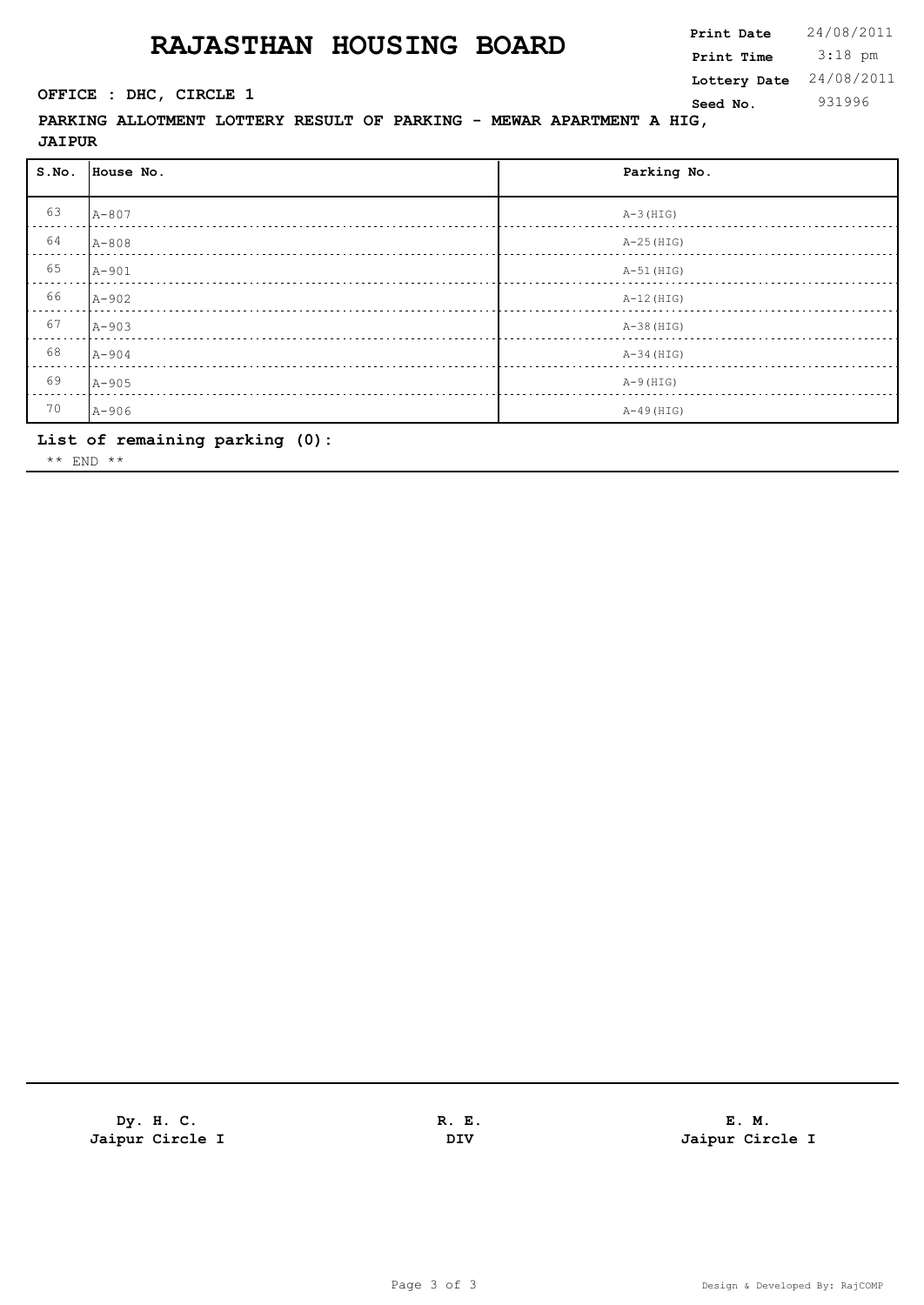# RAJASTHAN HOUSING BOARD

**Print Date** 24/08/2011
**Print Time** 3:18 pm
**Lottery Date** 24/08/2011
**Seed No.** 931996

**OFFICE : DHC, CIRCLE 1**

**PARKING ALLOTMENT LOTTERY RESULT OF PARKING - MEWAR APARTMENT A HIG, JAIPUR**

| S.No. | House No. | Parking No. |
|---|---|---|
| 63 | A-807 | A-3(HIG) |
| 64 | A-808 | A-25(HIG) |
| 65 | A-901 | A-51(HIG) |
| 66 | A-902 | A-12(HIG) |
| 67 | A-903 | A-38(HIG) |
| 68 | A-904 | A-34(HIG) |
| 69 | A-905 | A-9(HIG) |
| 70 | A-906 | A-49(HIG) |

**List of remaining parking (0):**

** END **

**Dy. H. C.**
**Jaipur Circle I**

**R. E.**
**DIV**

**E. M.**
**Jaipur Circle I**

Design & Developed By: RajCOMP